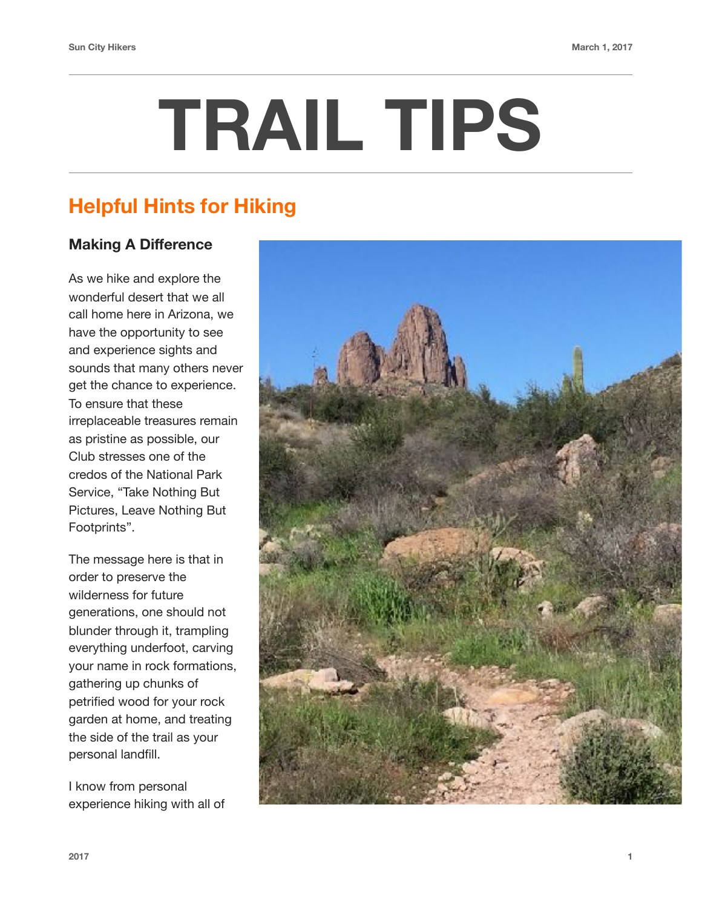# TRAIL TIPS

## Helpful Hints for Hiking

### Making A Difference

As we hike and explore the wonderful desert that we all call home here in Arizona, we have the opportunity to see and experience sights and sounds that many others never get the chance to experience. To ensure that these irreplaceable treasures remain as pristine as possible, our Club stresses one of the credos of the National Park Service, “Take Nothing But Pictures, Leave Nothing But Footprints”.

The message here is that in order to preserve the wilderness for future generations, one should not blunder through it, trampling everything underfoot, carving your name in rock formations, gathering up chunks of petrified wood for your rock garden at home, and treating the side of the trail as your personal landfill.

I know from personal experience hiking with all of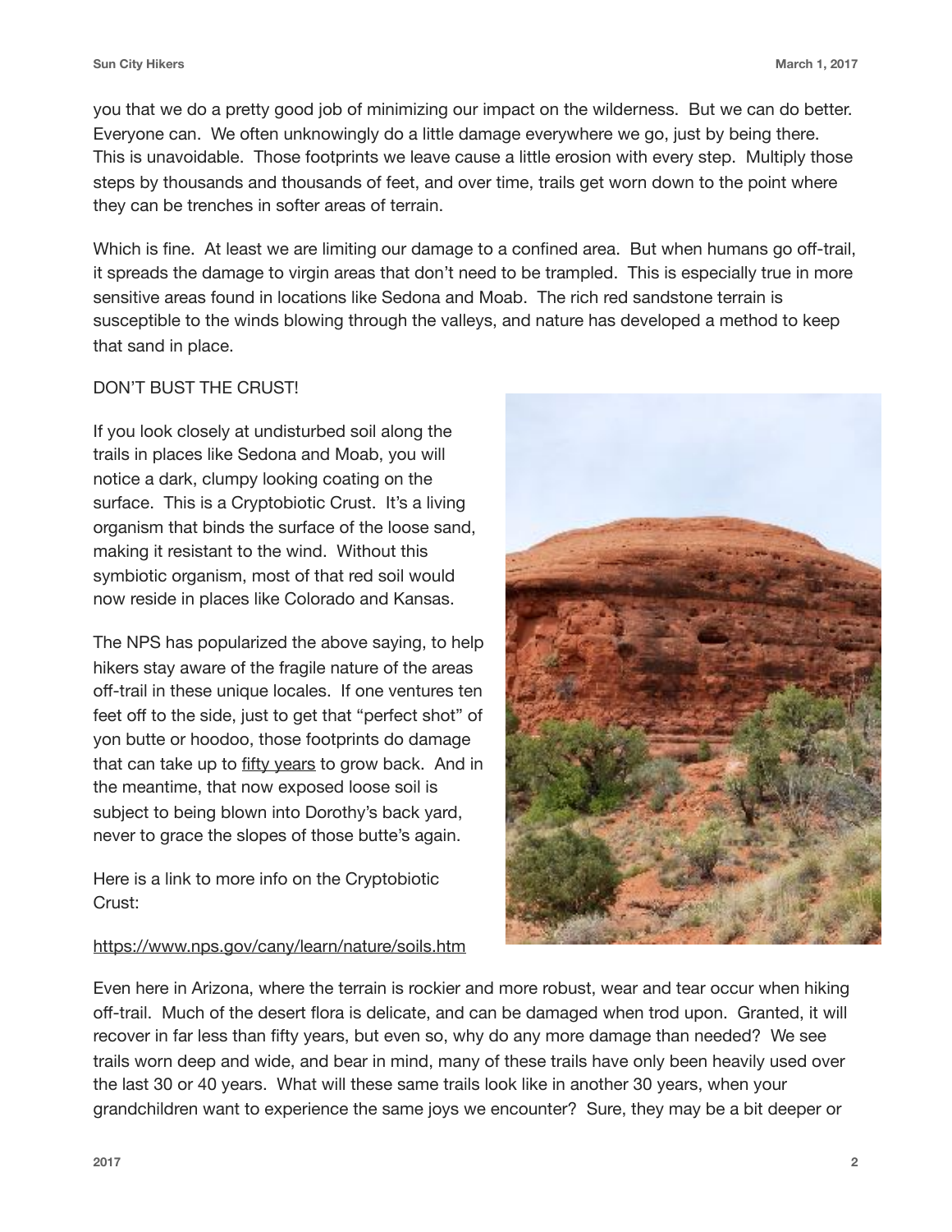you that we do a pretty good job of minimizing our impact on the wilderness. But we can do better. Everyone can. We often unknowingly do a little damage everywhere we go, just by being there. This is unavoidable. Those footprints we leave cause a little erosion with every step. Multiply those steps by thousands and thousands of feet, and over time, trails get worn down to the point where they can be trenches in softer areas of terrain.

Which is fine. At least we are limiting our damage to a confined area. But when humans go off-trail, it spreads the damage to virgin areas that don't need to be trampled. This is especially true in more sensitive areas found in locations like Sedona and Moab. The rich red sandstone terrain is susceptible to the winds blowing through the valleys, and nature has developed a method to keep that sand in place.

DON'T BUST THE CRUST!

If you look closely at undisturbed soil along the trails in places like Sedona and Moab, you will notice a dark, clumpy looking coating on the surface. This is a Cryptobiotic Crust. It's a living organism that binds the surface of the loose sand, making it resistant to the wind. Without this symbiotic organism, most of that red soil would now reside in places like Colorado and Kansas.

The NPS has popularized the above saying, to help hikers stay aware of the fragile nature of the areas off-trail in these unique locales. If one ventures ten feet off to the side, just to get that "perfect shot" of yon butte or hoodoo, those footprints do damage that can take up to fifty years to grow back. And in the meantime, that now exposed loose soil is subject to being blown into Dorothy's back yard, never to grace the slopes of those butte's again.

Here is a link to more info on the Cryptobiotic Crust:

https://www.nps.gov/cany/learn/nature/soils.htm

Even here in Arizona, where the terrain is rockier and more robust, wear and tear occur when hiking off-trail. Much of the desert flora is delicate, and can be damaged when trod upon. Granted, it will recover in far less than fifty years, but even so, why do any more damage than needed? We see trails worn deep and wide, and bear in mind, many of these trails have only been heavily used over the last 30 or 40 years. What will these same trails look like in another 30 years, when your grandchildren want to experience the same joys we encounter? Sure, they may be a bit deeper or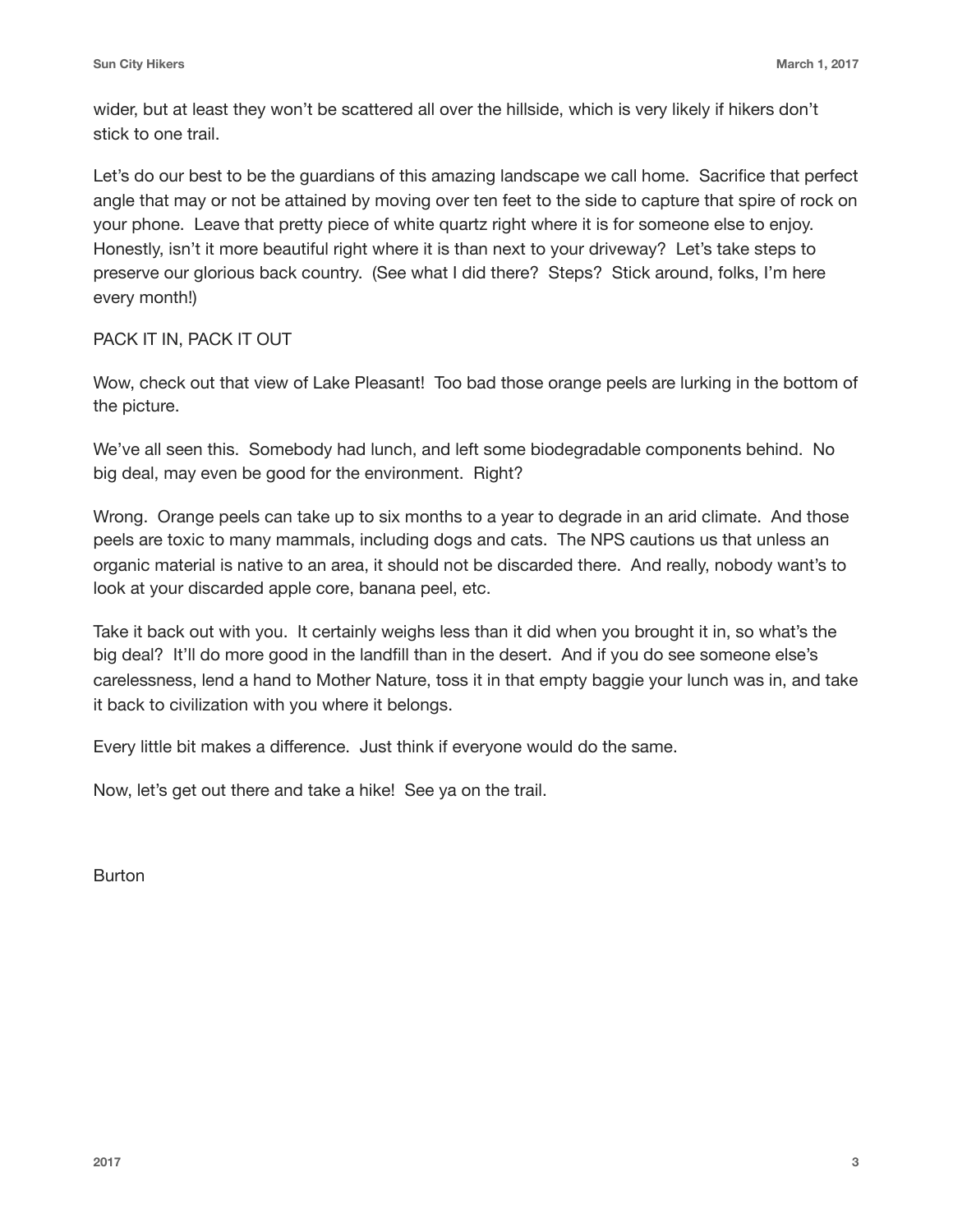wider, but at least they won't be scattered all over the hillside, which is very likely if hikers don't stick to one trail.

Let's do our best to be the guardians of this amazing landscape we call home. Sacrifice that perfect angle that may or not be attained by moving over ten feet to the side to capture that spire of rock on your phone. Leave that pretty piece of white quartz right where it is for someone else to enjoy. Honestly, isn't it more beautiful right where it is than next to your driveway? Let's take steps to preserve our glorious back country. (See what I did there? Steps? Stick around, folks, I'm here every month!)

PACK IT IN, PACK IT OUT

Wow, check out that view of Lake Pleasant! Too bad those orange peels are lurking in the bottom of the picture.

We've all seen this. Somebody had lunch, and left some biodegradable components behind. No big deal, may even be good for the environment. Right?

Wrong. Orange peels can take up to six months to a year to degrade in an arid climate. And those peels are toxic to many mammals, including dogs and cats. The NPS cautions us that unless an organic material is native to an area, it should not be discarded there. And really, nobody want's to look at your discarded apple core, banana peel, etc.

Take it back out with you. It certainly weighs less than it did when you brought it in, so what's the big deal? It'll do more good in the landfill than in the desert. And if you do see someone else's carelessness, lend a hand to Mother Nature, toss it in that empty baggie your lunch was in, and take it back to civilization with you where it belongs.

Every little bit makes a difference. Just think if everyone would do the same.

Now, let's get out there and take a hike! See ya on the trail.

Burton